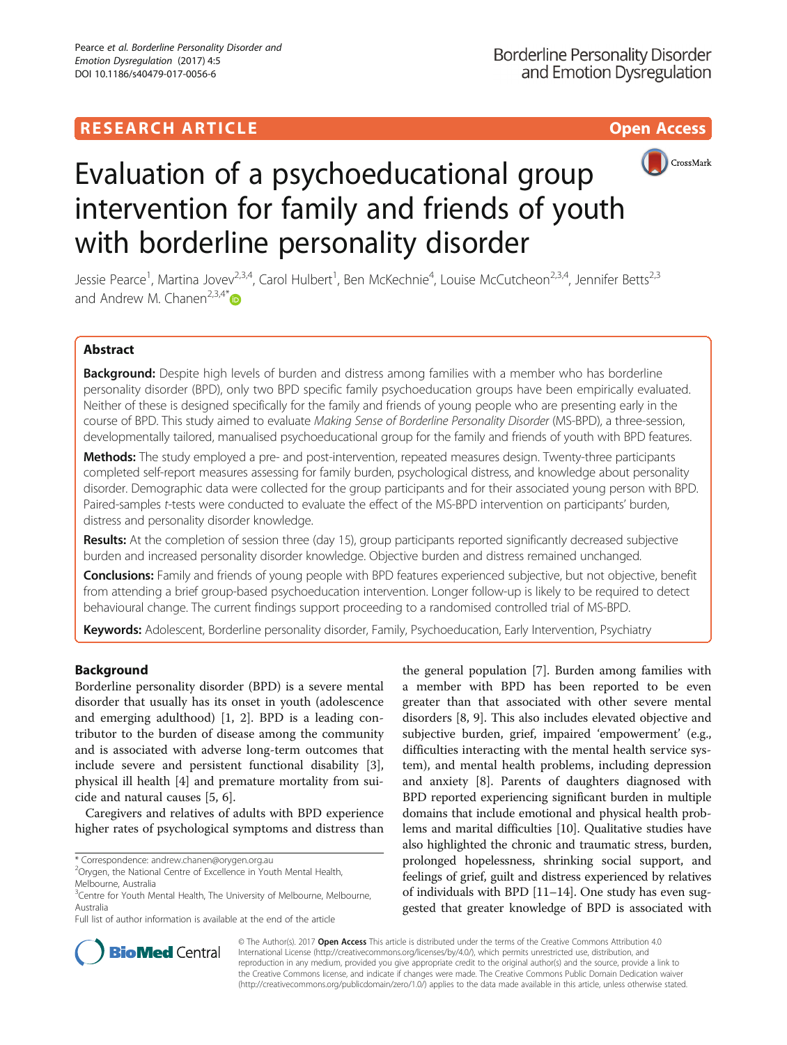RESEARCH ARTICLE

Open Access

# Evaluation of a psychoeducational group intervention for family and friends of youth with borderline personality disorder

Jessie Pearce[1], Martina Jovev[2,3,4], Carol Hulbert[1], Ben McKechnie[4], Louise McCutcheon[2,3,4], Jennifer Betts[2,3] and Andrew M. Chanen[2,3,4*]

## Abstract

**Background:** Despite high levels of burden and distress among families with a member who has borderline personality disorder (BPD), only two BPD specific family psychoeducation groups have been empirically evaluated. Neither of these is designed specifically for the family and friends of young people who are presenting early in the course of BPD. This study aimed to evaluate *Making Sense of Borderline Personality Disorder* (MS-BPD), a three-session, developmentally tailored, manualised psychoeducational group for the family and friends of youth with BPD features.

**Methods:** The study employed a pre- and post-intervention, repeated measures design. Twenty-three participants completed self-report measures assessing for family burden, psychological distress, and knowledge about personality disorder. Demographic data were collected for the group participants and for their associated young person with BPD. Paired-samples *t*-tests were conducted to evaluate the effect of the MS-BPD intervention on participants' burden, distress and personality disorder knowledge.

**Results:** At the completion of session three (day 15), group participants reported significantly decreased subjective burden and increased personality disorder knowledge. Objective burden and distress remained unchanged.

**Conclusions:** Family and friends of young people with BPD features experienced subjective, but not objective, benefit from attending a brief group-based psychoeducation intervention. Longer follow-up is likely to be required to detect behavioural change. The current findings support proceeding to a randomised controlled trial of MS-BPD.

**Keywords:** Adolescent, Borderline personality disorder, Family, Psychoeducation, Early Intervention, Psychiatry

## Background

Borderline personality disorder (BPD) is a severe mental disorder that usually has its onset in youth (adolescence and emerging adulthood) [1, 2]. BPD is a leading contributor to the burden of disease among the community and is associated with adverse long-term outcomes that include severe and persistent functional disability [3], physical ill health [4] and premature mortality from suicide and natural causes [5, 6].

Caregivers and relatives of adults with BPD experience higher rates of psychological symptoms and distress than the general population [7]. Burden among families with a member with BPD has been reported to be even greater than that associated with other severe mental disorders [8, 9]. This also includes elevated objective and subjective burden, grief, impaired 'empowerment' (e.g., difficulties interacting with the mental health service system), and mental health problems, including depression and anxiety [8]. Parents of daughters diagnosed with BPD reported experiencing significant burden in multiple domains that include emotional and physical health problems and marital difficulties [10]. Qualitative studies have also highlighted the chronic and traumatic stress, burden, prolonged hopelessness, shrinking social support, and feelings of grief, guilt and distress experienced by relatives of individuals with BPD [11–14]. One study has even suggested that greater knowledge of BPD is associated with

\* Correspondence: andrew.chanen@orygen.org.au
[2]Orygen, the National Centre of Excellence in Youth Mental Health, Melbourne, Australia
[3]Centre for Youth Mental Health, The University of Melbourne, Melbourne, Australia
Full list of author information is available at the end of the article

© The Author(s). 2017 **Open Access** This article is distributed under the terms of the Creative Commons Attribution 4.0 International License (http://creativecommons.org/licenses/by/4.0/), which permits unrestricted use, distribution, and reproduction in any medium, provided you give appropriate credit to the original author(s) and the source, provide a link to the Creative Commons license, and indicate if changes were made. The Creative Commons Public Domain Dedication waiver (http://creativecommons.org/publicdomain/zero/1.0/) applies to the data made available in this article, unless otherwise stated.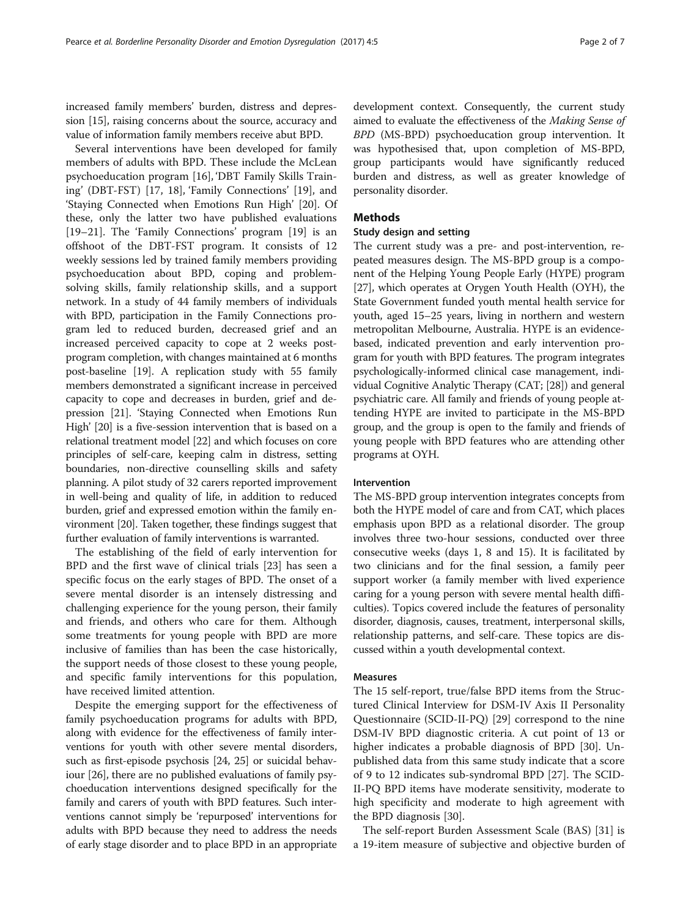increased family members' burden, distress and depression [15], raising concerns about the source, accuracy and value of information family members receive abut BPD.

Several interventions have been developed for family members of adults with BPD. These include the McLean psychoeducation program [16], 'DBT Family Skills Training' (DBT-FST) [17, 18], 'Family Connections' [19], and 'Staying Connected when Emotions Run High' [20]. Of these, only the latter two have published evaluations [19–21]. The 'Family Connections' program [19] is an offshoot of the DBT-FST program. It consists of 12 weekly sessions led by trained family members providing psychoeducation about BPD, coping and problem-solving skills, family relationship skills, and a support network. In a study of 44 family members of individuals with BPD, participation in the Family Connections program led to reduced burden, decreased grief and an increased perceived capacity to cope at 2 weeks post-program completion, with changes maintained at 6 months post-baseline [19]. A replication study with 55 family members demonstrated a significant increase in perceived capacity to cope and decreases in burden, grief and depression [21]. 'Staying Connected when Emotions Run High' [20] is a five-session intervention that is based on a relational treatment model [22] and which focuses on core principles of self-care, keeping calm in distress, setting boundaries, non-directive counselling skills and safety planning. A pilot study of 32 carers reported improvement in well-being and quality of life, in addition to reduced burden, grief and expressed emotion within the family environment [20]. Taken together, these findings suggest that further evaluation of family interventions is warranted.

The establishing of the field of early intervention for BPD and the first wave of clinical trials [23] has seen a specific focus on the early stages of BPD. The onset of a severe mental disorder is an intensely distressing and challenging experience for the young person, their family and friends, and others who care for them. Although some treatments for young people with BPD are more inclusive of families than has been the case historically, the support needs of those closest to these young people, and specific family interventions for this population, have received limited attention.

Despite the emerging support for the effectiveness of family psychoeducation programs for adults with BPD, along with evidence for the effectiveness of family interventions for youth with other severe mental disorders, such as first-episode psychosis [24, 25] or suicidal behaviour [26], there are no published evaluations of family psychoeducation interventions designed specifically for the family and carers of youth with BPD features. Such interventions cannot simply be 'repurposed' interventions for adults with BPD because they need to address the needs of early stage disorder and to place BPD in an appropriate development context. Consequently, the current study aimed to evaluate the effectiveness of the *Making Sense of BPD* (MS-BPD) psychoeducation group intervention. It was hypothesised that, upon completion of MS-BPD, group participants would have significantly reduced burden and distress, as well as greater knowledge of personality disorder.

## Methods

### Study design and setting

The current study was a pre- and post-intervention, repeated measures design. The MS-BPD group is a component of the Helping Young People Early (HYPE) program [27], which operates at Orygen Youth Health (OYH), the State Government funded youth mental health service for youth, aged 15–25 years, living in northern and western metropolitan Melbourne, Australia. HYPE is an evidence-based, indicated prevention and early intervention program for youth with BPD features. The program integrates psychologically-informed clinical case management, individual Cognitive Analytic Therapy (CAT; [28]) and general psychiatric care. All family and friends of young people attending HYPE are invited to participate in the MS-BPD group, and the group is open to the family and friends of young people with BPD features who are attending other programs at OYH.

### Intervention

The MS-BPD group intervention integrates concepts from both the HYPE model of care and from CAT, which places emphasis upon BPD as a relational disorder. The group involves three two-hour sessions, conducted over three consecutive weeks (days 1, 8 and 15). It is facilitated by two clinicians and for the final session, a family peer support worker (a family member with lived experience caring for a young person with severe mental health difficulties). Topics covered include the features of personality disorder, diagnosis, causes, treatment, interpersonal skills, relationship patterns, and self-care. These topics are discussed within a youth developmental context.

### Measures

The 15 self-report, true/false BPD items from the Structured Clinical Interview for DSM-IV Axis II Personality Questionnaire (SCID-II-PQ) [29] correspond to the nine DSM-IV BPD diagnostic criteria. A cut point of 13 or higher indicates a probable diagnosis of BPD [30]. Unpublished data from this same study indicate that a score of 9 to 12 indicates sub-syndromal BPD [27]. The SCID-II-PQ BPD items have moderate sensitivity, moderate to high specificity and moderate to high agreement with the BPD diagnosis [30].

The self-report Burden Assessment Scale (BAS) [31] is a 19-item measure of subjective and objective burden of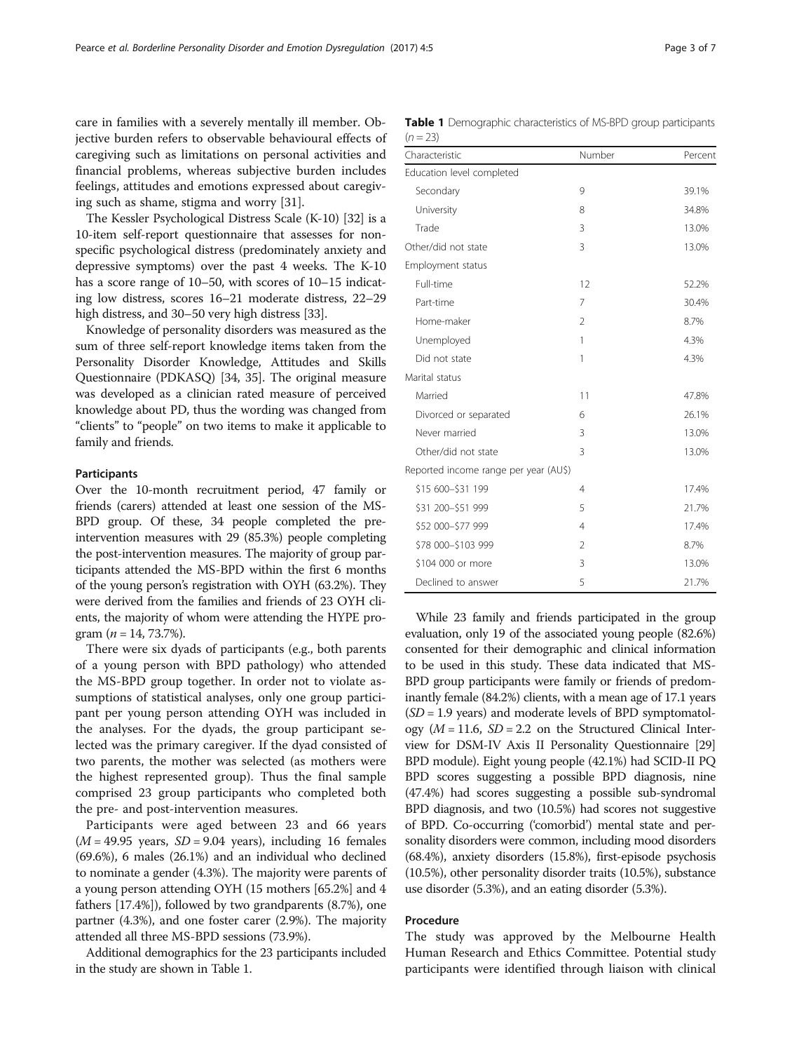care in families with a severely mentally ill member. Objective burden refers to observable behavioural effects of caregiving such as limitations on personal activities and financial problems, whereas subjective burden includes feelings, attitudes and emotions expressed about caregiving such as shame, stigma and worry [31].

The Kessler Psychological Distress Scale (K-10) [32] is a 10-item self-report questionnaire that assesses for non-specific psychological distress (predominately anxiety and depressive symptoms) over the past 4 weeks. The K-10 has a score range of 10–50, with scores of 10–15 indicating low distress, scores 16–21 moderate distress, 22–29 high distress, and 30–50 very high distress [33].

Knowledge of personality disorders was measured as the sum of three self-report knowledge items taken from the Personality Disorder Knowledge, Attitudes and Skills Questionnaire (PDKASQ) [34, 35]. The original measure was developed as a clinician rated measure of perceived knowledge about PD, thus the wording was changed from "clients" to "people" on two items to make it applicable to family and friends.

### Participants

Over the 10-month recruitment period, 47 family or friends (carers) attended at least one session of the MS-BPD group. Of these, 34 people completed the pre-intervention measures with 29 (85.3%) people completing the post-intervention measures. The majority of group participants attended the MS-BPD within the first 6 months of the young person's registration with OYH (63.2%). They were derived from the families and friends of 23 OYH clients, the majority of whom were attending the HYPE program ($n = 14$, 73.7%).

There were six dyads of participants (e.g., both parents of a young person with BPD pathology) who attended the MS-BPD group together. In order not to violate assumptions of statistical analyses, only one group participant per young person attending OYH was included in the analyses. For the dyads, the group participant selected was the primary caregiver. If the dyad consisted of two parents, the mother was selected (as mothers were the highest represented group). Thus the final sample comprised 23 group participants who completed both the pre- and post-intervention measures.

Participants were aged between 23 and 66 years ($M = 49.95$ years, $SD = 9.04$ years), including 16 females (69.6%), 6 males (26.1%) and an individual who declined to nominate a gender (4.3%). The majority were parents of a young person attending OYH (15 mothers [65.2%] and 4 fathers [17.4%]), followed by two grandparents (8.7%), one partner (4.3%), and one foster carer (2.9%). The majority attended all three MS-BPD sessions (73.9%).

Additional demographics for the 23 participants included in the study are shown in Table 1.

**Table 1** Demographic characteristics of MS-BPD group participants ($n = 23$)

| Characteristic | Number | Percent |
|---|---|---|
| Education level completed | | |
| Secondary | 9 | 39.1% |
| University | 8 | 34.8% |
| Trade | 3 | 13.0% |
| Other/did not state | 3 | 13.0% |
| Employment status | | |
| Full-time | 12 | 52.2% |
| Part-time | 7 | 30.4% |
| Home-maker | 2 | 8.7% |
| Unemployed | 1 | 4.3% |
| Did not state | 1 | 4.3% |
| Marital status | | |
| Married | 11 | 47.8% |
| Divorced or separated | 6 | 26.1% |
| Never married | 3 | 13.0% |
| Other/did not state | 3 | 13.0% |
| Reported income range per year (AU$) | | |
| $15 600–$31 199 | 4 | 17.4% |
| $31 200–$51 999 | 5 | 21.7% |
| $52 000–$77 999 | 4 | 17.4% |
| $78 000–$103 999 | 2 | 8.7% |
| $104 000 or more | 3 | 13.0% |
| Declined to answer | 5 | 21.7% |

While 23 family and friends participated in the group evaluation, only 19 of the associated young people (82.6%) consented for their demographic and clinical information to be used in this study. These data indicated that MS-BPD group participants were family or friends of predominantly female (84.2%) clients, with a mean age of 17.1 years ($SD = 1.9$ years) and moderate levels of BPD symptomatology ($M = 11.6$, $SD = 2.2$ on the Structured Clinical Interview for DSM-IV Axis II Personality Questionnaire [29] BPD module). Eight young people (42.1%) had SCID-II PQ BPD scores suggesting a possible BPD diagnosis, nine (47.4%) had scores suggesting a possible sub-syndromal BPD diagnosis, and two (10.5%) had scores not suggestive of BPD. Co-occurring ('comorbid') mental state and personality disorders were common, including mood disorders (68.4%), anxiety disorders (15.8%), first-episode psychosis (10.5%), other personality disorder traits (10.5%), substance use disorder (5.3%), and an eating disorder (5.3%).

### Procedure

The study was approved by the Melbourne Health Human Research and Ethics Committee. Potential study participants were identified through liaison with clinical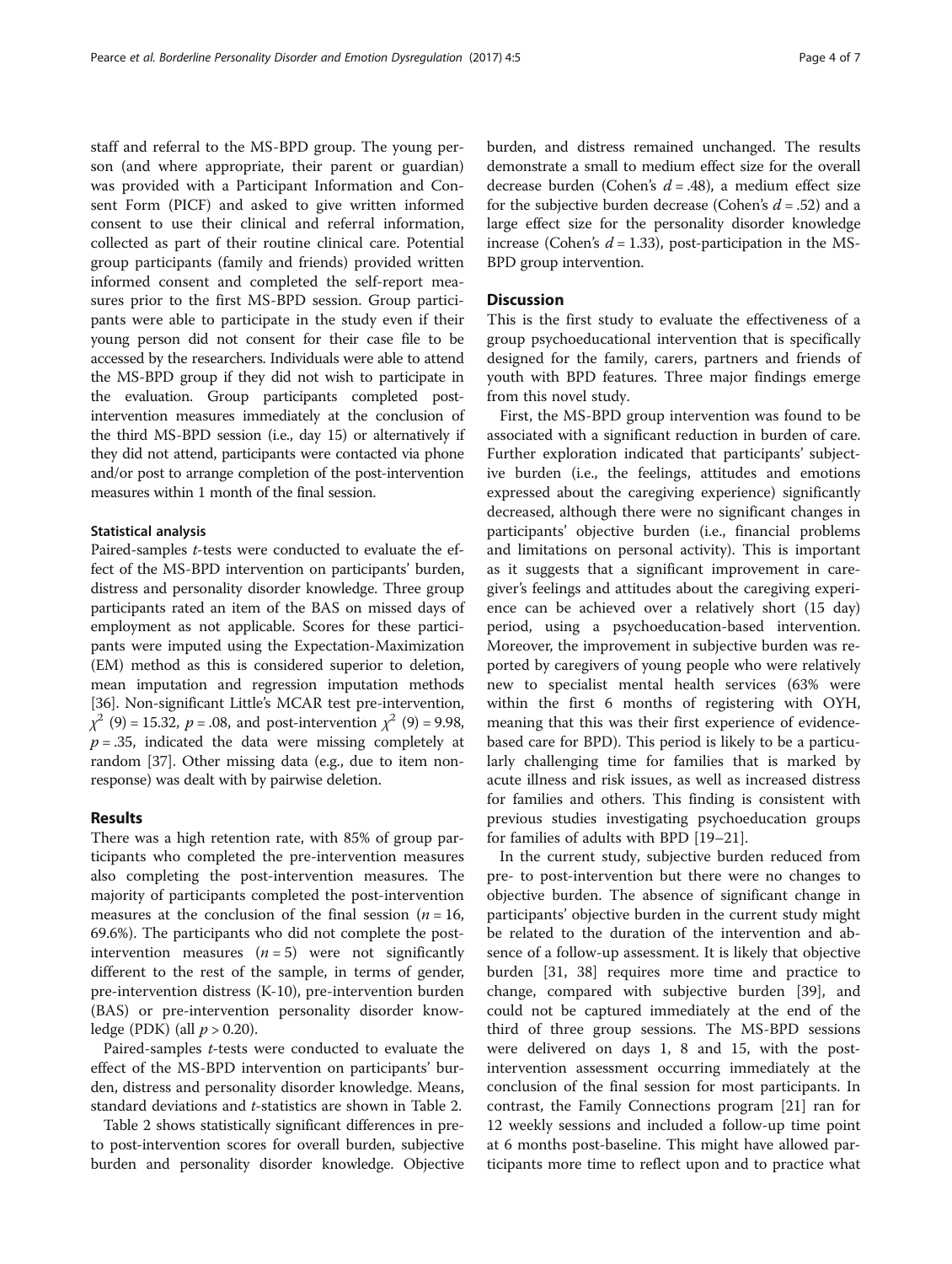staff and referral to the MS-BPD group. The young person (and where appropriate, their parent or guardian) was provided with a Participant Information and Consent Form (PICF) and asked to give written informed consent to use their clinical and referral information, collected as part of their routine clinical care. Potential group participants (family and friends) provided written informed consent and completed the self-report measures prior to the first MS-BPD session. Group participants were able to participate in the study even if their young person did not consent for their case file to be accessed by the researchers. Individuals were able to attend the MS-BPD group if they did not wish to participate in the evaluation. Group participants completed post-intervention measures immediately at the conclusion of the third MS-BPD session (i.e., day 15) or alternatively if they did not attend, participants were contacted via phone and/or post to arrange completion of the post-intervention measures within 1 month of the final session.

#### Statistical analysis

Paired-samples *t*-tests were conducted to evaluate the effect of the MS-BPD intervention on participants' burden, distress and personality disorder knowledge. Three group participants rated an item of the BAS on missed days of employment as not applicable. Scores for these participants were imputed using the Expectation-Maximization (EM) method as this is considered superior to deletion, mean imputation and regression imputation methods [36]. Non-significant Little's MCAR test pre-intervention, $\chi^2$ (9) = 15.32, $p = .08$, and post-intervention $\chi^2$ (9) = 9.98, $p = .35$, indicated the data were missing completely at random [37]. Other missing data (e.g., due to item non-response) was dealt with by pairwise deletion.

## Results

There was a high retention rate, with 85% of group participants who completed the pre-intervention measures also completing the post-intervention measures. The majority of participants completed the post-intervention measures at the conclusion of the final session ($n = 16$, 69.6%). The participants who did not complete the post-intervention measures ($n = 5$) were not significantly different to the rest of the sample, in terms of gender, pre-intervention distress (K-10), pre-intervention burden (BAS) or pre-intervention personality disorder knowledge (PDK) (all $p > 0.20$).

Paired-samples *t*-tests were conducted to evaluate the effect of the MS-BPD intervention on participants' burden, distress and personality disorder knowledge. Means, standard deviations and *t*-statistics are shown in Table 2.

Table 2 shows statistically significant differences in pre- to post-intervention scores for overall burden, subjective burden and personality disorder knowledge. Objective burden, and distress remained unchanged. The results demonstrate a small to medium effect size for the overall decrease burden (Cohen's $d = .48$), a medium effect size for the subjective burden decrease (Cohen's $d = .52$) and a large effect size for the personality disorder knowledge increase (Cohen's $d = 1.33$), post-participation in the MS-BPD group intervention.

## Discussion

This is the first study to evaluate the effectiveness of a group psychoeducational intervention that is specifically designed for the family, carers, partners and friends of youth with BPD features. Three major findings emerge from this novel study.

First, the MS-BPD group intervention was found to be associated with a significant reduction in burden of care. Further exploration indicated that participants' subjective burden (i.e., the feelings, attitudes and emotions expressed about the caregiving experience) significantly decreased, although there were no significant changes in participants' objective burden (i.e., financial problems and limitations on personal activity). This is important as it suggests that a significant improvement in caregiver's feelings and attitudes about the caregiving experience can be achieved over a relatively short (15 day) period, using a psychoeducation-based intervention. Moreover, the improvement in subjective burden was reported by caregivers of young people who were relatively new to specialist mental health services (63% were within the first 6 months of registering with OYH, meaning that this was their first experience of evidence-based care for BPD). This period is likely to be a particularly challenging time for families that is marked by acute illness and risk issues, as well as increased distress for families and others. This finding is consistent with previous studies investigating psychoeducation groups for families of adults with BPD [19–21].

In the current study, subjective burden reduced from pre- to post-intervention but there were no changes to objective burden. The absence of significant change in participants' objective burden in the current study might be related to the duration of the intervention and absence of a follow-up assessment. It is likely that objective burden [31, 38] requires more time and practice to change, compared with subjective burden [39], and could not be captured immediately at the end of the third of three group sessions. The MS-BPD sessions were delivered on days 1, 8 and 15, with the post-intervention assessment occurring immediately at the conclusion of the final session for most participants. In contrast, the Family Connections program [21] ran for 12 weekly sessions and included a follow-up time point at 6 months post-baseline. This might have allowed participants more time to reflect upon and to practice what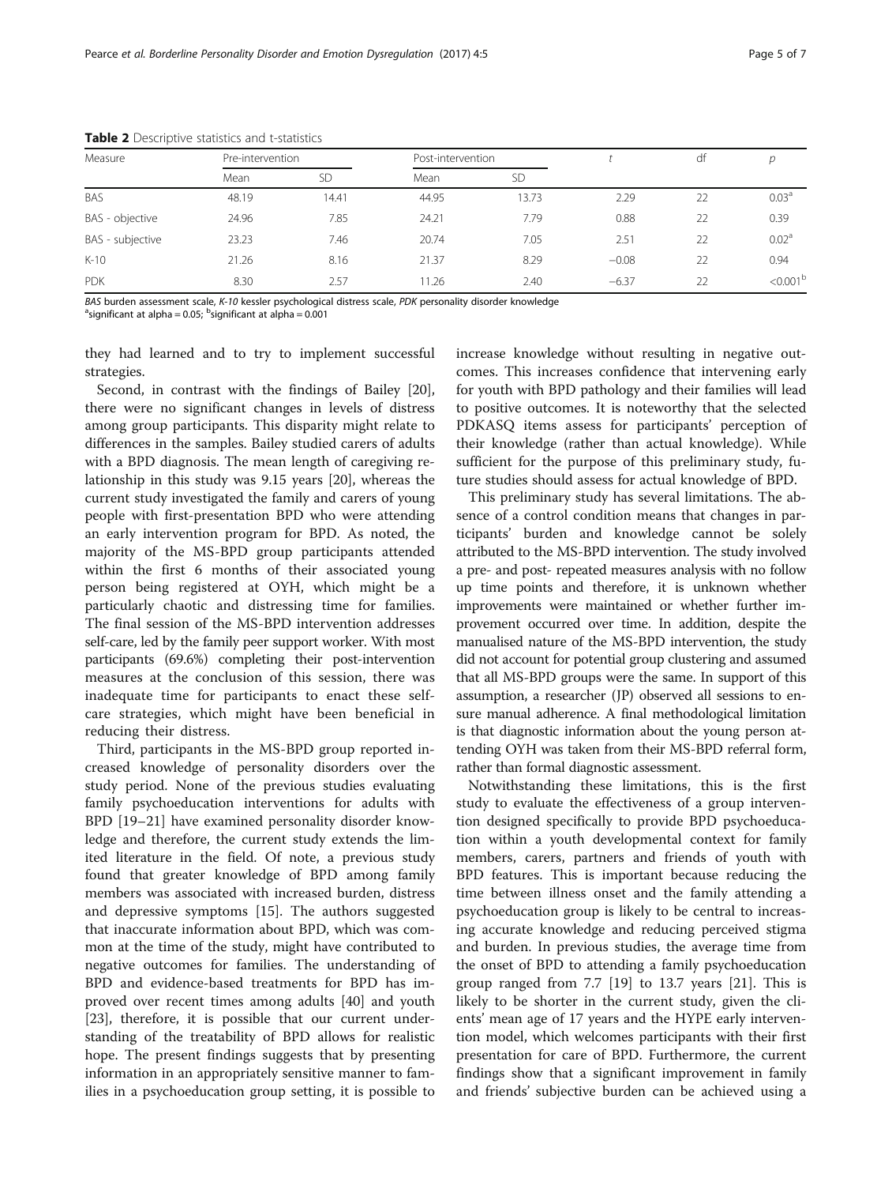**Table 2** Descriptive statistics and t-statistics

| Measure | Pre-intervention | | Post-intervention | | $t$ | df | $p$ |
|---|---|---|---|---|---|---|---|
| | Mean | SD | Mean | SD | | | |
| BAS | 48.19 | 14.41 | 44.95 | 13.73 | 2.29 | 22 | 0.03[a] |
| BAS - objective | 24.96 | 7.85 | 24.21 | 7.79 | 0.88 | 22 | 0.39 |
| BAS - subjective | 23.23 | 7.46 | 20.74 | 7.05 | 2.51 | 22 | 0.02[a] |
| K-10 | 21.26 | 8.16 | 21.37 | 8.29 | −0.08 | 22 | 0.94 |
| PDK | 8.30 | 2.57 | 11.26 | 2.40 | −6.37 | 22 | <0.001[b] |

*BAS* burden assessment scale, *K-10* kessler psychological distress scale, *PDK* personality disorder knowledge
[a]significant at alpha = 0.05; [b]significant at alpha = 0.001

they had learned and to try to implement successful strategies.

Second, in contrast with the findings of Bailey [20], there were no significant changes in levels of distress among group participants. This disparity might relate to differences in the samples. Bailey studied carers of adults with a BPD diagnosis. The mean length of caregiving relationship in this study was 9.15 years [20], whereas the current study investigated the family and carers of young people with first-presentation BPD who were attending an early intervention program for BPD. As noted, the majority of the MS-BPD group participants attended within the first 6 months of their associated young person being registered at OYH, which might be a particularly chaotic and distressing time for families. The final session of the MS-BPD intervention addresses self-care, led by the family peer support worker. With most participants (69.6%) completing their post-intervention measures at the conclusion of this session, there was inadequate time for participants to enact these self-care strategies, which might have been beneficial in reducing their distress.

Third, participants in the MS-BPD group reported increased knowledge of personality disorders over the study period. None of the previous studies evaluating family psychoeducation interventions for adults with BPD [19–21] have examined personality disorder knowledge and therefore, the current study extends the limited literature in the field. Of note, a previous study found that greater knowledge of BPD among family members was associated with increased burden, distress and depressive symptoms [15]. The authors suggested that inaccurate information about BPD, which was common at the time of the study, might have contributed to negative outcomes for families. The understanding of BPD and evidence-based treatments for BPD has improved over recent times among adults [40] and youth [23], therefore, it is possible that our current understanding of the treatability of BPD allows for realistic hope. The present findings suggests that by presenting information in an appropriately sensitive manner to families in a psychoeducation group setting, it is possible to increase knowledge without resulting in negative outcomes. This increases confidence that intervening early for youth with BPD pathology and their families will lead to positive outcomes. It is noteworthy that the selected PDKASQ items assess for participants' perception of their knowledge (rather than actual knowledge). While sufficient for the purpose of this preliminary study, future studies should assess for actual knowledge of BPD.

This preliminary study has several limitations. The absence of a control condition means that changes in participants' burden and knowledge cannot be solely attributed to the MS-BPD intervention. The study involved a pre- and post- repeated measures analysis with no follow up time points and therefore, it is unknown whether improvements were maintained or whether further improvement occurred over time. In addition, despite the manualised nature of the MS-BPD intervention, the study did not account for potential group clustering and assumed that all MS-BPD groups were the same. In support of this assumption, a researcher (JP) observed all sessions to ensure manual adherence. A final methodological limitation is that diagnostic information about the young person attending OYH was taken from their MS-BPD referral form, rather than formal diagnostic assessment.

Notwithstanding these limitations, this is the first study to evaluate the effectiveness of a group intervention designed specifically to provide BPD psychoeducation within a youth developmental context for family members, carers, partners and friends of youth with BPD features. This is important because reducing the time between illness onset and the family attending a psychoeducation group is likely to be central to increasing accurate knowledge and reducing perceived stigma and burden. In previous studies, the average time from the onset of BPD to attending a family psychoeducation group ranged from 7.7 [19] to 13.7 years [21]. This is likely to be shorter in the current study, given the clients' mean age of 17 years and the HYPE early intervention model, which welcomes participants with their first presentation for care of BPD. Furthermore, the current findings show that a significant improvement in family and friends' subjective burden can be achieved using a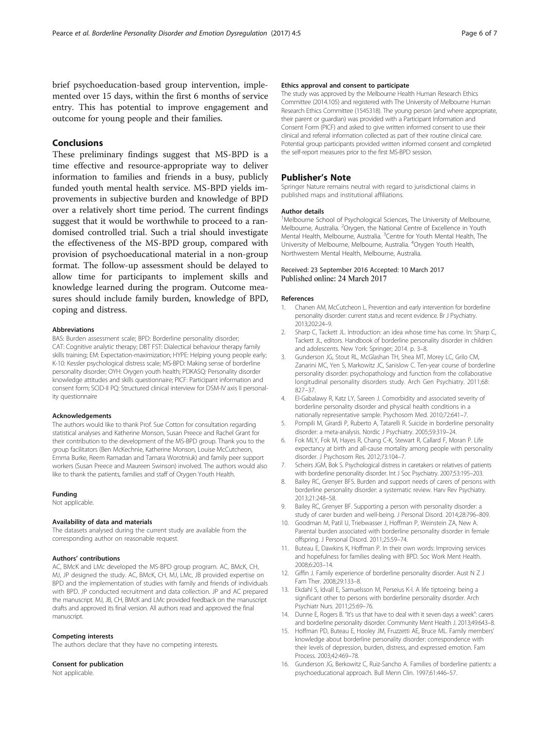brief psychoeducation-based group intervention, implemented over 15 days, within the first 6 months of service entry. This has potential to improve engagement and outcome for young people and their families.

## Conclusions

These preliminary findings suggest that MS-BPD is a time effective and resource-appropriate way to deliver information to families and friends in a busy, publicly funded youth mental health service. MS-BPD yields improvements in subjective burden and knowledge of BPD over a relatively short time period. The current findings suggest that it would be worthwhile to proceed to a randomised controlled trial. Such a trial should investigate the effectiveness of the MS-BPD group, compared with provision of psychoeducational material in a non-group format. The follow-up assessment should be delayed to allow time for participants to implement skills and knowledge learned during the program. Outcome measures should include family burden, knowledge of BPD, coping and distress.

#### Abbreviations

BAS: Burden assessment scale; BPD: Borderline personality disorder; CAT: Cognitive analytic therapy; DBT FST: Dialectical behaviour therapy family skills training; EM: Expectation-maximization; HYPE: Helping young people early; K-10: Kessler psychological distress scale; MS-BPD: Making sense of borderline personality disorder; OYH: Orygen youth health; PDKASQ: Personality disorder knowledge attitudes and skills questionnaire; PICF: Participant information and consent form; SCID-II PQ: Structured clinical interview for DSM-IV axis II personality questionnaire

#### Acknowledgements

The authors would like to thank Prof. Sue Cotton for consultation regarding statistical analyses and Katherine Monson, Susan Preece and Rachel Grant for their contribution to the development of the MS-BPD group. Thank you to the group facilitators (Ben McKechnie, Katherine Monson, Louise McCutcheon, Emma Burke, Reem Ramadan and Tamara Worotniuk) and family peer support workers (Susan Preece and Maureen Swinson) involved. The authors would also like to thank the patients, families and staff of Orygen Youth Health.

#### Funding

Not applicable.

#### Availability of data and materials

The datasets analysed during the current study are available from the corresponding author on reasonable request.

#### Authors' contributions

AC, BMcK and LMc developed the MS-BPD group program. AC, BMcK, CH, MJ, JP designed the study. AC, BMcK, CH, MJ, LMc, JB provided expertise on BPD and the implementation of studies with family and friends of individuals with BPD. JP conducted recruitment and data collection. JP and AC prepared the manuscript. MJ, JB, CH, BMcK and LMc provided feedback on the manuscript drafts and approved its final version. All authors read and approved the final manuscript.

#### Competing interests

The authors declare that they have no competing interests.

#### Consent for publication

Not applicable.

#### Ethics approval and consent to participate

The study was approved by the Melbourne Health Human Research Ethics Committee (2014.105) and registered with The University of Melbourne Human Research Ethics Committee (1545318). The young person (and where appropriate, their parent or guardian) was provided with a Participant Information and Consent Form (PICF) and asked to give written informed consent to use their clinical and referral information collected as part of their routine clinical care. Potential group participants provided written informed consent and completed the self-report measures prior to the first MS-BPD session.

## Publisher's Note

Springer Nature remains neutral with regard to jurisdictional claims in published maps and institutional affiliations.

#### Author details

[1]Melbourne School of Psychological Sciences, The University of Melbourne, Melbourne, Australia. [2]Orygen, the National Centre of Excellence in Youth Mental Health, Melbourne, Australia. [3]Centre for Youth Mental Health, The University of Melbourne, Melbourne, Australia. [4]Orygen Youth Health, Northwestern Mental Health, Melbourne, Australia.

Received: 23 September 2016 Accepted: 10 March 2017
Published online: 24 March 2017

#### References

1. Chanen AM, McCutcheon L. Prevention and early intervention for borderline personality disorder: current status and recent evidence. Br J Psychiatry. 2013;202:24–9.
2. Sharp C, Tackett JL. Introduction: an idea whose time has come. In: Sharp C, Tackett JL, editors. Handbook of borderline personality disorder in children and adolescents. New York: Springer; 2014. p. 3–8.
3. Gunderson JG, Stout RL, McGlashan TH, Shea MT, Morey LC, Grilo CM, Zanarini MC, Yen S, Markowitz JC, Sanislow C. Ten-year course of borderline personality disorder: psychopathology and function from the collaborative longitudinal personality disorders study. Arch Gen Psychiatry. 2011;68:827–37.
4. El-Gabalawy R, Katz LY, Sareen J. Comorbidity and associated severity of borderline personality disorder and physical health conditions in a nationally representative sample. Psychosom Med. 2010;72:641–7.
5. Pompili M, Girardi P, Ruberto A, Tatarelli R. Suicide in borderline personality disorder: a meta-analysis. Nordic J Psychiatry. 2005;59:319–24.
6. Fok MLY, Fok M, Hayes R, Chang C-K, Stewart R, Callard F, Moran P. Life expectancy at birth and all-cause mortality among people with personality disorder. J Psychosom Res. 2012;73:104–7.
7. Scheirs JGM, Bok S. Psychological distress in caretakers or relatives of patients with borderline personality disorder. Int J Soc Psychiatry. 2007;53:195–203.
8. Bailey RC, Grenyer BFS. Burden and support needs of carers of persons with borderline personality disorder: a systematic review. Harv Rev Psychiatry. 2013;21:248–58.
9. Bailey RC, Grenyer BF. Supporting a person with personality disorder: a study of carer burden and well-being. J Personal Disord. 2014;28:796–809.
10. Goodman M, Patil U, Triebwasser J, Hoffman P, Weinstein ZA, New A. Parental burden associated with borderline personality disorder in female offspring. J Personal Disord. 2011;25:59–74.
11. Buteau E, Dawkins K, Hoffman P. In their own words: Improving services and hopefulness for families dealing with BPD. Soc Work Ment Health. 2008;6:203–14.
12. Giffin J. Family experience of borderline personality disorder. Aust N Z J Fam Ther. 2008;29:133–8.
13. Ekdahl S, Idvall E, Samuelsson M, Perseius K-I. A life tiptoeing: being a significant other to persons with borderline personality disorder. Arch Psychiatr Nurs. 2011;25:69–76.
14. Dunne E, Rogers B. "It's us that have to deal with it seven days a week": carers and borderline personality disorder. Community Ment Health J. 2013;49:643–8.
15. Hoffman PD, Buteau E, Hooley JM, Fruzzetti AE, Bruce ML. Family members' knowledge about borderline personality disorder: correspondence with their levels of depression, burden, distress, and expressed emotion. Fam Process. 2003;42:469–78.
16. Gunderson JG, Berkowitz C, Ruiz-Sancho A. Families of borderline patients: a psychoeducational approach. Bull Menn Clin. 1997;61:446–57.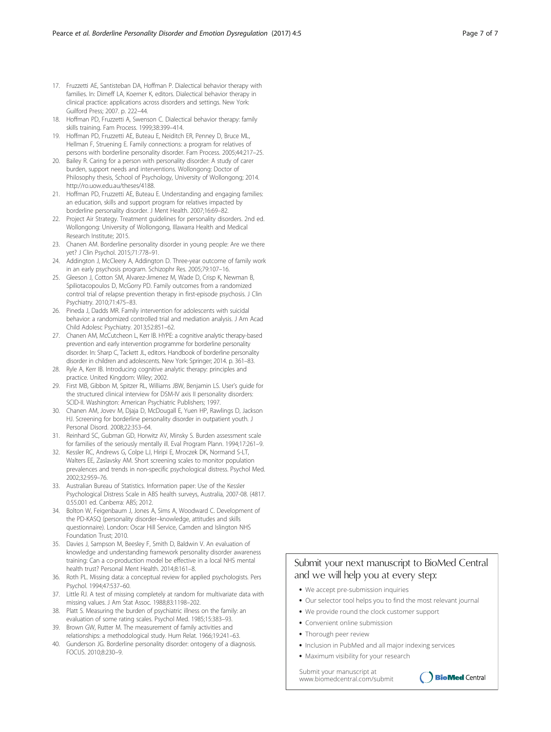17. Fruzzetti AE, Santisteban DA, Hoffman P. Dialectical behavior therapy with families. In: Dimeff LA, Koerner K, editors. Dialectical behavior therapy in clinical practice: applications across disorders and settings. New York: Guilford Press; 2007. p. 222–44.
18. Hoffman PD, Fruzzetti A, Swenson C. Dialectical behavior therapy: family skills training. Fam Process. 1999;38:399–414.
19. Hoffman PD, Fruzzetti AE, Buteau E, Neiditch ER, Penney D, Bruce ML, Hellman F, Struening E. Family connections: a program for relatives of persons with borderline personality disorder. Fam Process. 2005;44:217–25.
20. Bailey R. Caring for a person with personality disorder: A study of carer burden, support needs and interventions. Wollongong: Doctor of Philosophy thesis, School of Psychology, University of Wollongong; 2014. http://ro.uow.edu.au/theses/4188.
21. Hoffman PD, Fruzzetti AE, Buteau E. Understanding and engaging families: an education, skills and support program for relatives impacted by borderline personality disorder. J Ment Health. 2007;16:69–82.
22. Project Air Strategy. Treatment guidelines for personality disorders. 2nd ed. Wollongong: University of Wollongong, Illawarra Health and Medical Research Institute; 2015.
23. Chanen AM. Borderline personality disorder in young people: Are we there yet? J Clin Psychol. 2015;71:778–91.
24. Addington J, McCleery A, Addington D. Three-year outcome of family work in an early psychosis program. Schizophr Res. 2005;79:107–16.
25. Gleeson J, Cotton SM, Alvarez-Jimenez M, Wade D, Crisp K, Newman B, Spiliotacopoulos D, McGorry PD. Family outcomes from a randomized control trial of relapse prevention therapy in first-episode psychosis. J Clin Psychiatry. 2010;71:475–83.
26. Pineda J, Dadds MR. Family intervention for adolescents with suicidal behavior: a randomized controlled trial and mediation analysis. J Am Acad Child Adolesc Psychiatry. 2013;52:851–62.
27. Chanen AM, McCutcheon L, Kerr IB. HYPE: a cognitive analytic therapy-based prevention and early intervention programme for borderline personality disorder. In: Sharp C, Tackett JL, editors. Handbook of borderline personality disorder in children and adolescents. New York: Springer; 2014. p. 361–83.
28. Ryle A, Kerr IB. Introducing cognitive analytic therapy: principles and practice. United Kingdom: Wiley; 2002.
29. First MB, Gibbon M, Spitzer RL, Williams JBW, Benjamin LS. User's guide for the structured clinical interview for DSM-IV axis II personality disorders: SCID-II. Washington: American Psychiatric Publishers; 1997.
30. Chanen AM, Jovev M, Djaja D, McDougall E, Yuen HP, Rawlings D, Jackson HJ. Screening for borderline personality disorder in outpatient youth. J Personal Disord. 2008;22:353–64.
31. Reinhard SC, Gubman GD, Horwitz AV, Minsky S. Burden assessment scale for families of the seriously mentally ill. Eval Program Plann. 1994;17:261–9.
32. Kessler RC, Andrews G, Colpe LJ, Hiripi E, Mroczek DK, Normand S-LT, Walters EE, Zaslavsky AM. Short screening scales to monitor population prevalences and trends in non-specific psychological distress. Psychol Med. 2002;32:959–76.
33. Australian Bureau of Statistics. Information paper: Use of the Kessler Psychological Distress Scale in ABS health surveys, Australia, 2007-08. (4817. 0.55.001 ed. Canberra: ABS; 2012.
34. Bolton W, Feigenbaum J, Jones A, Sims A, Woodward C. Development of the PD-KASQ (personality disorder–knowledge, attitudes and skills questionnaire). London: Oscar Hill Service, Camden and Islington NHS Foundation Trust; 2010.
35. Davies J, Sampson M, Beesley F, Smith D, Baldwin V. An evaluation of knowledge and understanding framework personality disorder awareness training: Can a co-production model be effective in a local NHS mental health trust? Personal Ment Health. 2014;8:161–8.
36. Roth PL. Missing data: a conceptual review for applied psychologists. Pers Psychol. 1994;47:537–60.
37. Little RJ. A test of missing completely at random for multivariate data with missing values. J Am Stat Assoc. 1988;83:1198–202.
38. Platt S. Measuring the burden of psychiatric illness on the family: an evaluation of some rating scales. Psychol Med. 1985;15:383–93.
39. Brown GW, Rutter M. The measurement of family activities and relationships: a methodological study. Hum Relat. 1966;19:241–63.
40. Gunderson JG. Borderline personality disorder: ontogeny of a diagnosis. FOCUS. 2010;8:230–9.

Submit your next manuscript to BioMed Central and we will help you at every step:

- We accept pre-submission inquiries
- Our selector tool helps you to find the most relevant journal
- We provide round the clock customer support
- Convenient online submission
- Thorough peer review
- Inclusion in PubMed and all major indexing services
- Maximum visibility for your research

Submit your manuscript at www.biomedcentral.com/submit

BioMed Central